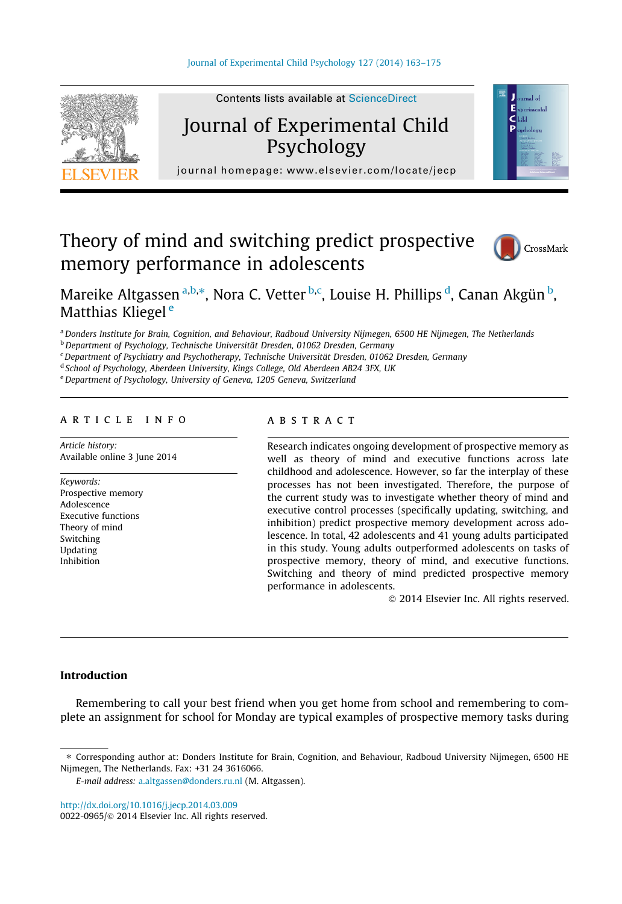# Theory of mind and switching predict prospective memory performance in adolescents

Mareike Altgassen [a,b,*], Nora C. Vetter [b,c], Louise H. Phillips [d], Canan Akgün [b], Matthias Kliegel [e]

[a] Donders Institute for Brain, Cognition, and Behaviour, Radboud University Nijmegen, 6500 HE Nijmegen, The Netherlands
[b] Department of Psychology, Technische Universität Dresden, 01062 Dresden, Germany
[c] Department of Psychiatry and Psychotherapy, Technische Universität Dresden, 01062 Dresden, Germany
[d] School of Psychology, Aberdeen University, Kings College, Old Aberdeen AB24 3FX, UK
[e] Department of Psychology, University of Geneva, 1205 Geneva, Switzerland

## ARTICLE INFO

*Article history:*
Available online 3 June 2014

*Keywords:*
Prospective memory
Adolescence
Executive functions
Theory of mind
Switching
Updating
Inhibition

## ABSTRACT

Research indicates ongoing development of prospective memory as well as theory of mind and executive functions across late childhood and adolescence. However, so far the interplay of these processes has not been investigated. Therefore, the purpose of the current study was to investigate whether theory of mind and executive control processes (specifically updating, switching, and inhibition) predict prospective memory development across adolescence. In total, 42 adolescents and 41 young adults participated in this study. Young adults outperformed adolescents on tasks of prospective memory, theory of mind, and executive functions. Switching and theory of mind predicted prospective memory performance in adolescents.

© 2014 Elsevier Inc. All rights reserved.

## Introduction

Remembering to call your best friend when you get home from school and remembering to complete an assignment for school for Monday are typical examples of prospective memory tasks during

---

* Corresponding author at: Donders Institute for Brain, Cognition, and Behaviour, Radboud University Nijmegen, 6500 HE Nijmegen, The Netherlands. Fax: +31 24 3616066.

*E-mail address:* a.altgassen@donders.ru.nl (M. Altgassen).

http://dx.doi.org/10.1016/j.jecp.2014.03.009
0022-0965/© 2014 Elsevier Inc. All rights reserved.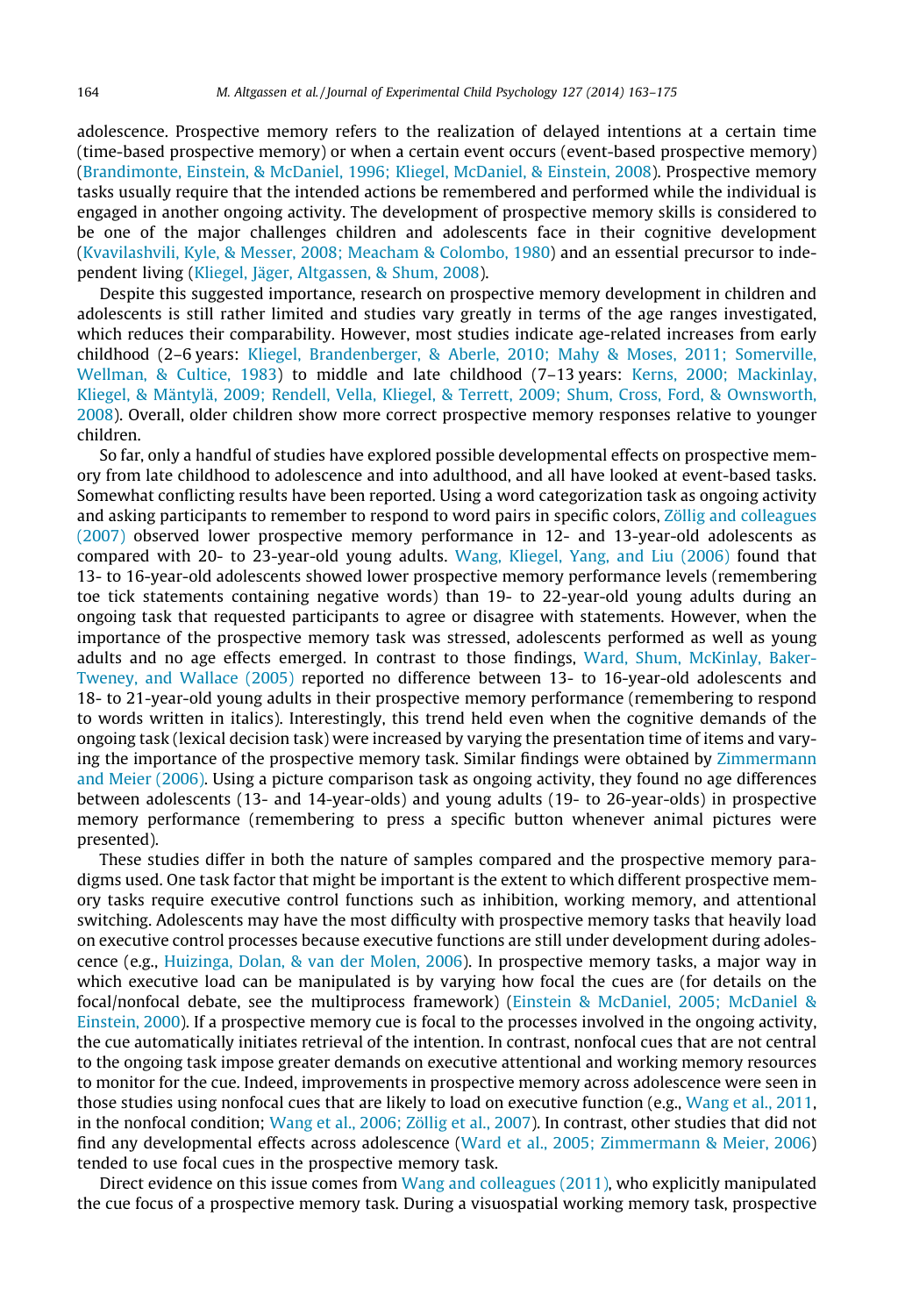adolescence. Prospective memory refers to the realization of delayed intentions at a certain time (time-based prospective memory) or when a certain event occurs (event-based prospective memory) (Brandimonte, Einstein, & McDaniel, 1996; Kliegel, McDaniel, & Einstein, 2008). Prospective memory tasks usually require that the intended actions be remembered and performed while the individual is engaged in another ongoing activity. The development of prospective memory skills is considered to be one of the major challenges children and adolescents face in their cognitive development (Kvavilashvili, Kyle, & Messer, 2008; Meacham & Colombo, 1980) and an essential precursor to independent living (Kliegel, Jäger, Altgassen, & Shum, 2008).

Despite this suggested importance, research on prospective memory development in children and adolescents is still rather limited and studies vary greatly in terms of the age ranges investigated, which reduces their comparability. However, most studies indicate age-related increases from early childhood (2–6 years: Kliegel, Brandenberger, & Aberle, 2010; Mahy & Moses, 2011; Somerville, Wellman, & Cultice, 1983) to middle and late childhood (7–13 years: Kerns, 2000; Mackinlay, Kliegel, & Mäntylä, 2009; Rendell, Vella, Kliegel, & Terrett, 2009; Shum, Cross, Ford, & Ownsworth, 2008). Overall, older children show more correct prospective memory responses relative to younger children.

So far, only a handful of studies have explored possible developmental effects on prospective memory from late childhood to adolescence and into adulthood, and all have looked at event-based tasks. Somewhat conflicting results have been reported. Using a word categorization task as ongoing activity and asking participants to remember to respond to word pairs in specific colors, Zöllig and colleagues (2007) observed lower prospective memory performance in 12- and 13-year-old adolescents as compared with 20- to 23-year-old young adults. Wang, Kliegel, Yang, and Liu (2006) found that 13- to 16-year-old adolescents showed lower prospective memory performance levels (remembering toe tick statements containing negative words) than 19- to 22-year-old young adults during an ongoing task that requested participants to agree or disagree with statements. However, when the importance of the prospective memory task was stressed, adolescents performed as well as young adults and no age effects emerged. In contrast to those findings, Ward, Shum, McKinlay, Baker-Tweney, and Wallace (2005) reported no difference between 13- to 16-year-old adolescents and 18- to 21-year-old young adults in their prospective memory performance (remembering to respond to words written in italics). Interestingly, this trend held even when the cognitive demands of the ongoing task (lexical decision task) were increased by varying the presentation time of items and varying the importance of the prospective memory task. Similar findings were obtained by Zimmermann and Meier (2006). Using a picture comparison task as ongoing activity, they found no age differences between adolescents (13- and 14-year-olds) and young adults (19- to 26-year-olds) in prospective memory performance (remembering to press a specific button whenever animal pictures were presented).

These studies differ in both the nature of samples compared and the prospective memory paradigms used. One task factor that might be important is the extent to which different prospective memory tasks require executive control functions such as inhibition, working memory, and attentional switching. Adolescents may have the most difficulty with prospective memory tasks that heavily load on executive control processes because executive functions are still under development during adolescence (e.g., Huizinga, Dolan, & van der Molen, 2006). In prospective memory tasks, a major way in which executive load can be manipulated is by varying how focal the cues are (for details on the focal/nonfocal debate, see the multiprocess framework) (Einstein & McDaniel, 2005; McDaniel & Einstein, 2000). If a prospective memory cue is focal to the processes involved in the ongoing activity, the cue automatically initiates retrieval of the intention. In contrast, nonfocal cues that are not central to the ongoing task impose greater demands on executive attentional and working memory resources to monitor for the cue. Indeed, improvements in prospective memory across adolescence were seen in those studies using nonfocal cues that are likely to load on executive function (e.g., Wang et al., 2011, in the nonfocal condition; Wang et al., 2006; Zöllig et al., 2007). In contrast, other studies that did not find any developmental effects across adolescence (Ward et al., 2005; Zimmermann & Meier, 2006) tended to use focal cues in the prospective memory task.

Direct evidence on this issue comes from Wang and colleagues (2011), who explicitly manipulated the cue focus of a prospective memory task. During a visuospatial working memory task, prospective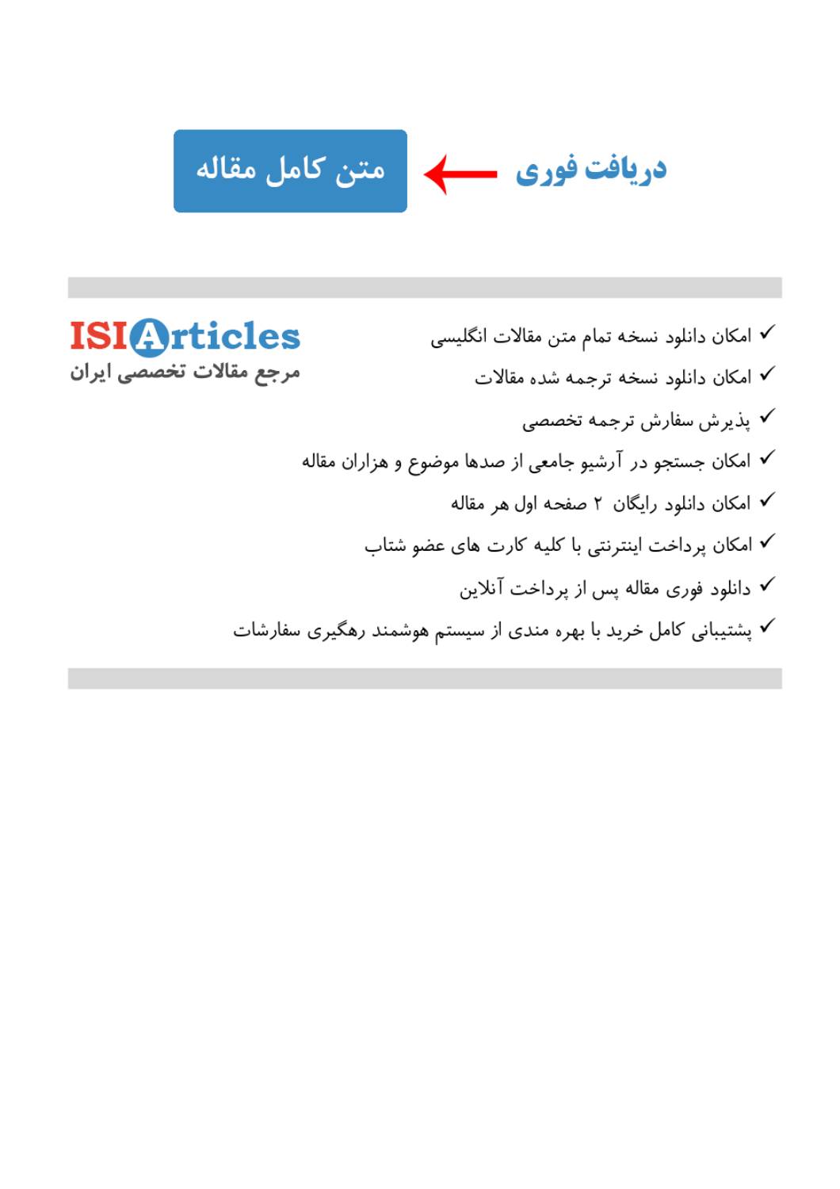دریافت فوری ← متن کامل مقاله

**ISIArticles**
مرجع مقالات تخصصی ایران

- ✓ امکان دانلود نسخه تمام متن مقالات انگلیسی
- ✓ امکان دانلود نسخه ترجمه شده مقالات
- ✓ پذیرش سفارش ترجمه تخصصی
- ✓ امکان جستجو در آرشیو جامعی از صدها موضوع و هزاران مقاله
- ✓ امکان دانلود رایگان ۲ صفحه اول هر مقاله
- ✓ امکان پرداخت اینترنتی با کلیه کارت های عضو شتاب
- ✓ دانلود فوری مقاله پس از پرداخت آنلاین
- ✓ پشتیبانی کامل خرید با بهره مندی از سیستم هوشمند رهگیری سفارشات